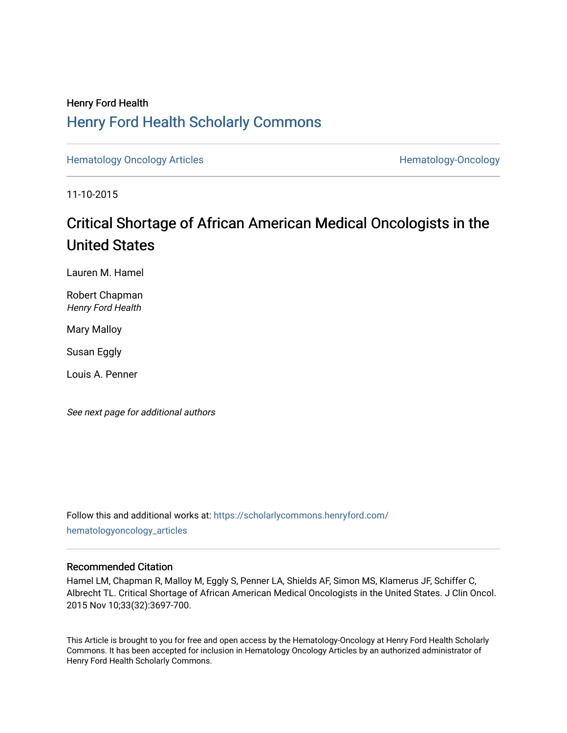Henry Ford Health

# Henry Ford Health Scholarly Commons

Hematology Oncology Articles

Hematology-Oncology

11-10-2015

## Critical Shortage of African American Medical Oncologists in the United States

Lauren M. Hamel

Robert Chapman
*Henry Ford Health*

Mary Malloy

Susan Eggly

Louis A. Penner

*See next page for additional authors*

Follow this and additional works at: https://scholarlycommons.henryford.com/hematologyoncology_articles

### Recommended Citation

Hamel LM, Chapman R, Malloy M, Eggly S, Penner LA, Shields AF, Simon MS, Klamerus JF, Schiffer C, Albrecht TL. Critical Shortage of African American Medical Oncologists in the United States. J Clin Oncol. 2015 Nov 10;33(32):3697-700.

This Article is brought to you for free and open access by the Hematology-Oncology at Henry Ford Health Scholarly Commons. It has been accepted for inclusion in Hematology Oncology Articles by an authorized administrator of Henry Ford Health Scholarly Commons.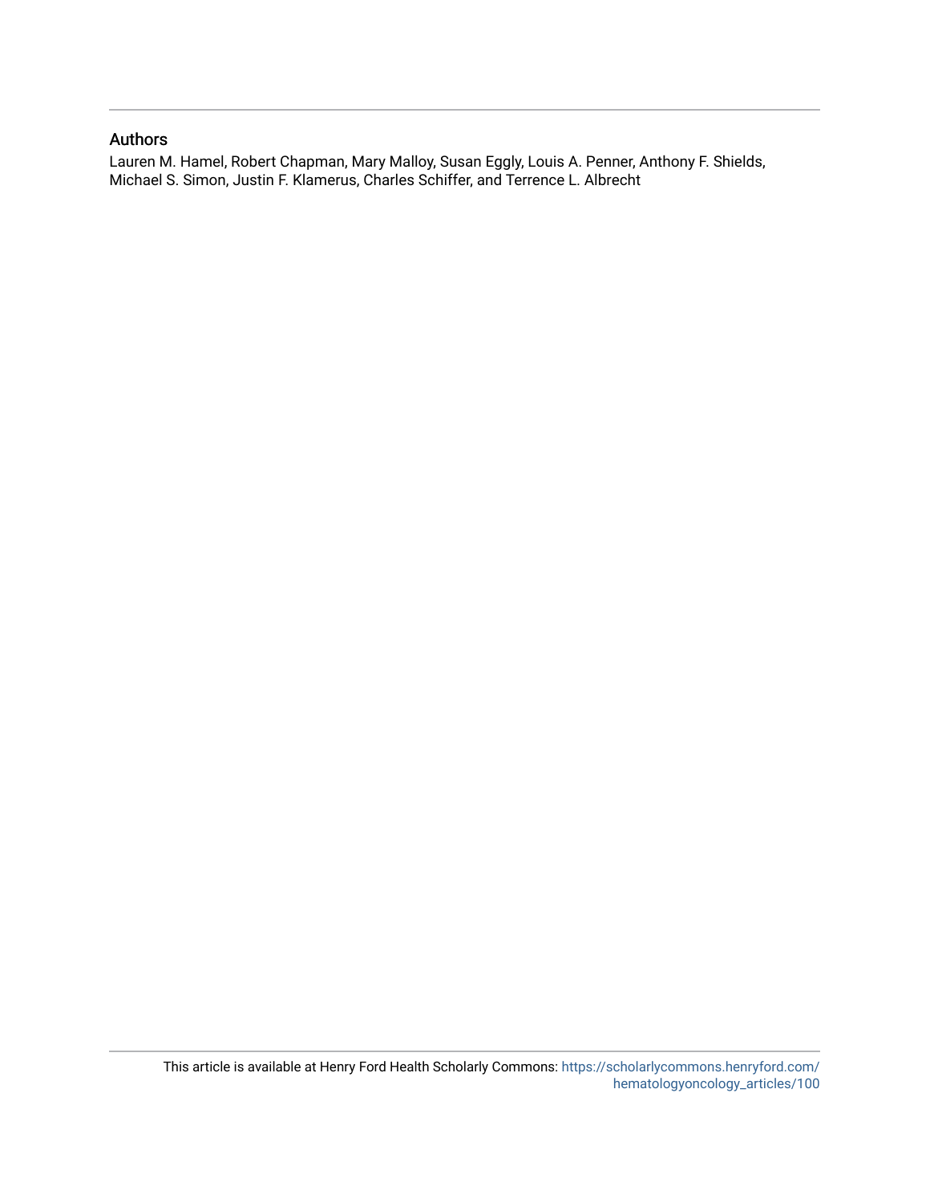## Authors

Lauren M. Hamel, Robert Chapman, Mary Malloy, Susan Eggly, Louis A. Penner, Anthony F. Shields, Michael S. Simon, Justin F. Klamerus, Charles Schiffer, and Terrence L. Albrecht

This article is available at Henry Ford Health Scholarly Commons: https://scholarlycommons.henryford.com/hematologyoncology_articles/100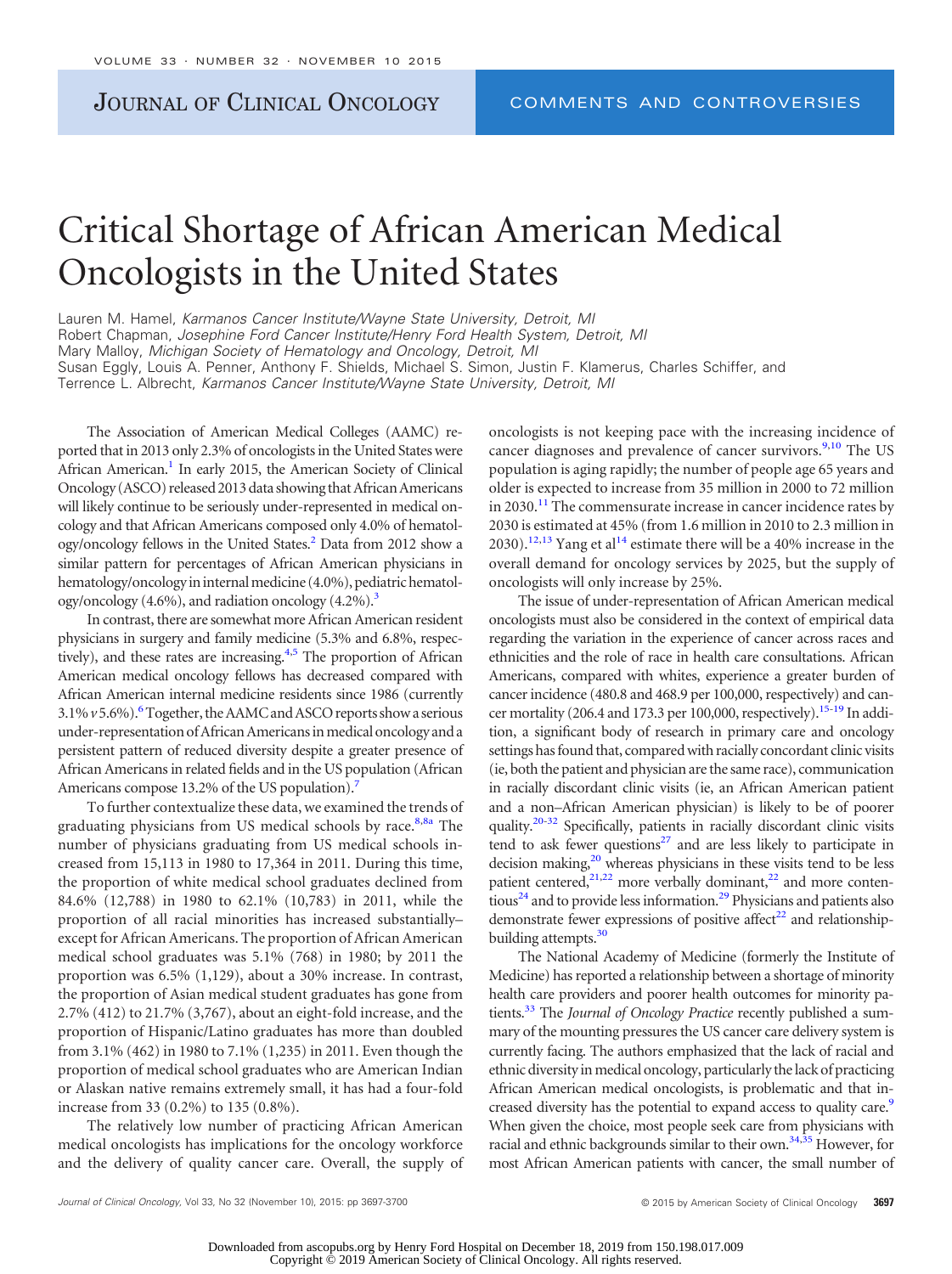# Critical Shortage of African American Medical Oncologists in the United States

Lauren M. Hamel, *Karmanos Cancer Institute/Wayne State University, Detroit, MI*
Robert Chapman, *Josephine Ford Cancer Institute/Henry Ford Health System, Detroit, MI*
Mary Malloy, *Michigan Society of Hematology and Oncology, Detroit, MI*
Susan Eggly, Louis A. Penner, Anthony F. Shields, Michael S. Simon, Justin F. Klamerus, Charles Schiffer, and Terrence L. Albrecht, *Karmanos Cancer Institute/Wayne State University, Detroit, MI*

The Association of American Medical Colleges (AAMC) reported that in 2013 only 2.3% of oncologists in the United States were African American.[1] In early 2015, the American Society of Clinical Oncology (ASCO) released 2013 data showing that African Americans will likely continue to be seriously under-represented in medical oncology and that African Americans composed only 4.0% of hematology/oncology fellows in the United States.[2] Data from 2012 show a similar pattern for percentages of African American physicians in hematology/oncology in internal medicine (4.0%), pediatric hematology/oncology (4.6%), and radiation oncology (4.2%).[3]

In contrast, there are somewhat more African American resident physicians in surgery and family medicine (5.3% and 6.8%, respectively), and these rates are increasing.[4,5] The proportion of African American medical oncology fellows has decreased compared with African American internal medicine residents since 1986 (currently 3.1% *v* 5.6%).[6] Together, the AAMC and ASCO reports show a serious under-representation of African Americans in medical oncology and a persistent pattern of reduced diversity despite a greater presence of African Americans in related fields and in the US population (African Americans compose 13.2% of the US population).[7]

To further contextualize these data, we examined the trends of graduating physicians from US medical schools by race.[8,8a] The number of physicians graduating from US medical schools increased from 15,113 in 1980 to 17,364 in 2011. During this time, the proportion of white medical school graduates declined from 84.6% (12,788) in 1980 to 62.1% (10,783) in 2011, while the proportion of all racial minorities has increased substantially–except for African Americans. The proportion of African American medical school graduates was 5.1% (768) in 1980; by 2011 the proportion was 6.5% (1,129), about a 30% increase. In contrast, the proportion of Asian medical student graduates has gone from 2.7% (412) to 21.7% (3,767), about an eight-fold increase, and the proportion of Hispanic/Latino graduates has more than doubled from 3.1% (462) in 1980 to 7.1% (1,235) in 2011. Even though the proportion of medical school graduates who are American Indian or Alaskan native remains extremely small, it has had a four-fold increase from 33 (0.2%) to 135 (0.8%).

The relatively low number of practicing African American medical oncologists has implications for the oncology workforce and the delivery of quality cancer care. Overall, the supply of oncologists is not keeping pace with the increasing incidence of cancer diagnoses and prevalence of cancer survivors.[9,10] The US population is aging rapidly; the number of people age 65 years and older is expected to increase from 35 million in 2000 to 72 million in 2030.[11] The commensurate increase in cancer incidence rates by 2030 is estimated at 45% (from 1.6 million in 2010 to 2.3 million in 2030).[12,13] Yang et al[14] estimate there will be a 40% increase in the overall demand for oncology services by 2025, but the supply of oncologists will only increase by 25%.

The issue of under-representation of African American medical oncologists must also be considered in the context of empirical data regarding the variation in the experience of cancer across races and ethnicities and the role of race in health care consultations. African Americans, compared with whites, experience a greater burden of cancer incidence (480.8 and 468.9 per 100,000, respectively) and cancer mortality (206.4 and 173.3 per 100,000, respectively).[15-19] In addition, a significant body of research in primary care and oncology settings has found that, compared with racially concordant clinic visits (ie, both the patient and physician are the same race), communication in racially discordant clinic visits (ie, an African American patient and a non–African American physician) is likely to be of poorer quality.[20-32] Specifically, patients in racially discordant clinic visits tend to ask fewer questions[27] and are less likely to participate in decision making,[20] whereas physicians in these visits tend to be less patient centered,[21,22] more verbally dominant,[22] and more contentious[24] and to provide less information.[29] Physicians and patients also demonstrate fewer expressions of positive affect[22] and relationship-building attempts.[30]

The National Academy of Medicine (formerly the Institute of Medicine) has reported a relationship between a shortage of minority health care providers and poorer health outcomes for minority patients.[33] The *Journal of Oncology Practice* recently published a summary of the mounting pressures the US cancer care delivery system is currently facing. The authors emphasized that the lack of racial and ethnic diversity in medical oncology, particularly the lack of practicing African American medical oncologists, is problematic and that increased diversity has the potential to expand access to quality care.[9] When given the choice, most people seek care from physicians with racial and ethnic backgrounds similar to their own.[34,35] However, for most African American patients with cancer, the small number of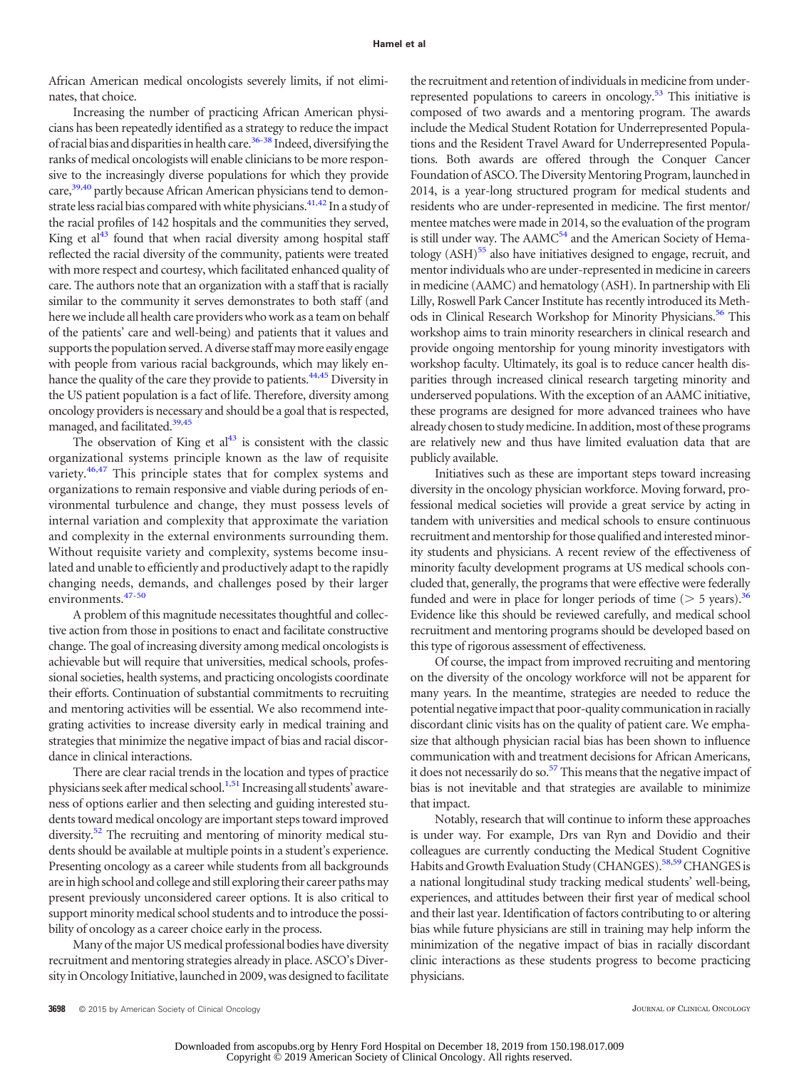African American medical oncologists severely limits, if not eliminates, that choice.

Increasing the number of practicing African American physicians has been repeatedly identified as a strategy to reduce the impact of racial bias and disparities in health care.[36-38] Indeed, diversifying the ranks of medical oncologists will enable clinicians to be more responsive to the increasingly diverse populations for which they provide care,[39,40] partly because African American physicians tend to demonstrate less racial bias compared with white physicians.[41,42] In a study of the racial profiles of 142 hospitals and the communities they served, King et al[43] found that when racial diversity among hospital staff reflected the racial diversity of the community, patients were treated with more respect and courtesy, which facilitated enhanced quality of care. The authors note that an organization with a staff that is racially similar to the community it serves demonstrates to both staff (and here we include all health care providers who work as a team on behalf of the patients' care and well-being) and patients that it values and supports the population served. A diverse staff may more easily engage with people from various racial backgrounds, which may likely enhance the quality of the care they provide to patients.[44,45] Diversity in the US patient population is a fact of life. Therefore, diversity among oncology providers is necessary and should be a goal that is respected, managed, and facilitated.[39,45]

The observation of King et al[43] is consistent with the classic organizational systems principle known as the law of requisite variety.[46,47] This principle states that for complex systems and organizations to remain responsive and viable during periods of environmental turbulence and change, they must possess levels of internal variation and complexity that approximate the variation and complexity in the external environments surrounding them. Without requisite variety and complexity, systems become insulated and unable to efficiently and productively adapt to the rapidly changing needs, demands, and challenges posed by their larger environments.[47-50]

A problem of this magnitude necessitates thoughtful and collective action from those in positions to enact and facilitate constructive change. The goal of increasing diversity among medical oncologists is achievable but will require that universities, medical schools, professional societies, health systems, and practicing oncologists coordinate their efforts. Continuation of substantial commitments to recruiting and mentoring activities will be essential. We also recommend integrating activities to increase diversity early in medical training and strategies that minimize the negative impact of bias and racial discordance in clinical interactions.

There are clear racial trends in the location and types of practice physicians seek after medical school.[1,51] Increasing all students' awareness of options earlier and then selecting and guiding interested students toward medical oncology are important steps toward improved diversity.[52] The recruiting and mentoring of minority medical students should be available at multiple points in a student's experience. Presenting oncology as a career while students from all backgrounds are in high school and college and still exploring their career paths may present previously unconsidered career options. It is also critical to support minority medical school students and to introduce the possibility of oncology as a career choice early in the process.

Many of the major US medical professional bodies have diversity recruitment and mentoring strategies already in place. ASCO's Diversity in Oncology Initiative, launched in 2009, was designed to facilitate the recruitment and retention of individuals in medicine from under-represented populations to careers in oncology.[53] This initiative is composed of two awards and a mentoring program. The awards include the Medical Student Rotation for Underrepresented Populations and the Resident Travel Award for Underrepresented Populations. Both awards are offered through the Conquer Cancer Foundation of ASCO. The Diversity Mentoring Program, launched in 2014, is a year-long structured program for medical students and residents who are under-represented in medicine. The first mentor/mentee matches were made in 2014, so the evaluation of the program is still under way. The AAMC[54] and the American Society of Hematology (ASH)[55] also have initiatives designed to engage, recruit, and mentor individuals who are under-represented in medicine in careers in medicine (AAMC) and hematology (ASH). In partnership with Eli Lilly, Roswell Park Cancer Institute has recently introduced its Methods in Clinical Research Workshop for Minority Physicians.[56] This workshop aims to train minority researchers in clinical research and provide ongoing mentorship for young minority investigators with workshop faculty. Ultimately, its goal is to reduce cancer health disparities through increased clinical research targeting minority and underserved populations. With the exception of an AAMC initiative, these programs are designed for more advanced trainees who have already chosen to study medicine. In addition, most of these programs are relatively new and thus have limited evaluation data that are publicly available.

Initiatives such as these are important steps toward increasing diversity in the oncology physician workforce. Moving forward, professional medical societies will provide a great service by acting in tandem with universities and medical schools to ensure continuous recruitment and mentorship for those qualified and interested minority students and physicians. A recent review of the effectiveness of minority faculty development programs at US medical schools concluded that, generally, the programs that were effective were federally funded and were in place for longer periods of time ($>$ 5 years).[36] Evidence like this should be reviewed carefully, and medical school recruitment and mentoring programs should be developed based on this type of rigorous assessment of effectiveness.

Of course, the impact from improved recruiting and mentoring on the diversity of the oncology workforce will not be apparent for many years. In the meantime, strategies are needed to reduce the potential negative impact that poor-quality communication in racially discordant clinic visits has on the quality of patient care. We emphasize that although physician racial bias has been shown to influence communication with and treatment decisions for African Americans, it does not necessarily do so.[57] This means that the negative impact of bias is not inevitable and that strategies are available to minimize that impact.

Notably, research that will continue to inform these approaches is under way. For example, Drs van Ryn and Dovidio and their colleagues are currently conducting the Medical Student Cognitive Habits and Growth Evaluation Study (CHANGES).[58,59] CHANGES is a national longitudinal study tracking medical students' well-being, experiences, and attitudes between their first year of medical school and their last year. Identification of factors contributing to or altering bias while future physicians are still in training may help inform the minimization of the negative impact of bias in racially discordant clinic interactions as these students progress to become practicing physicians.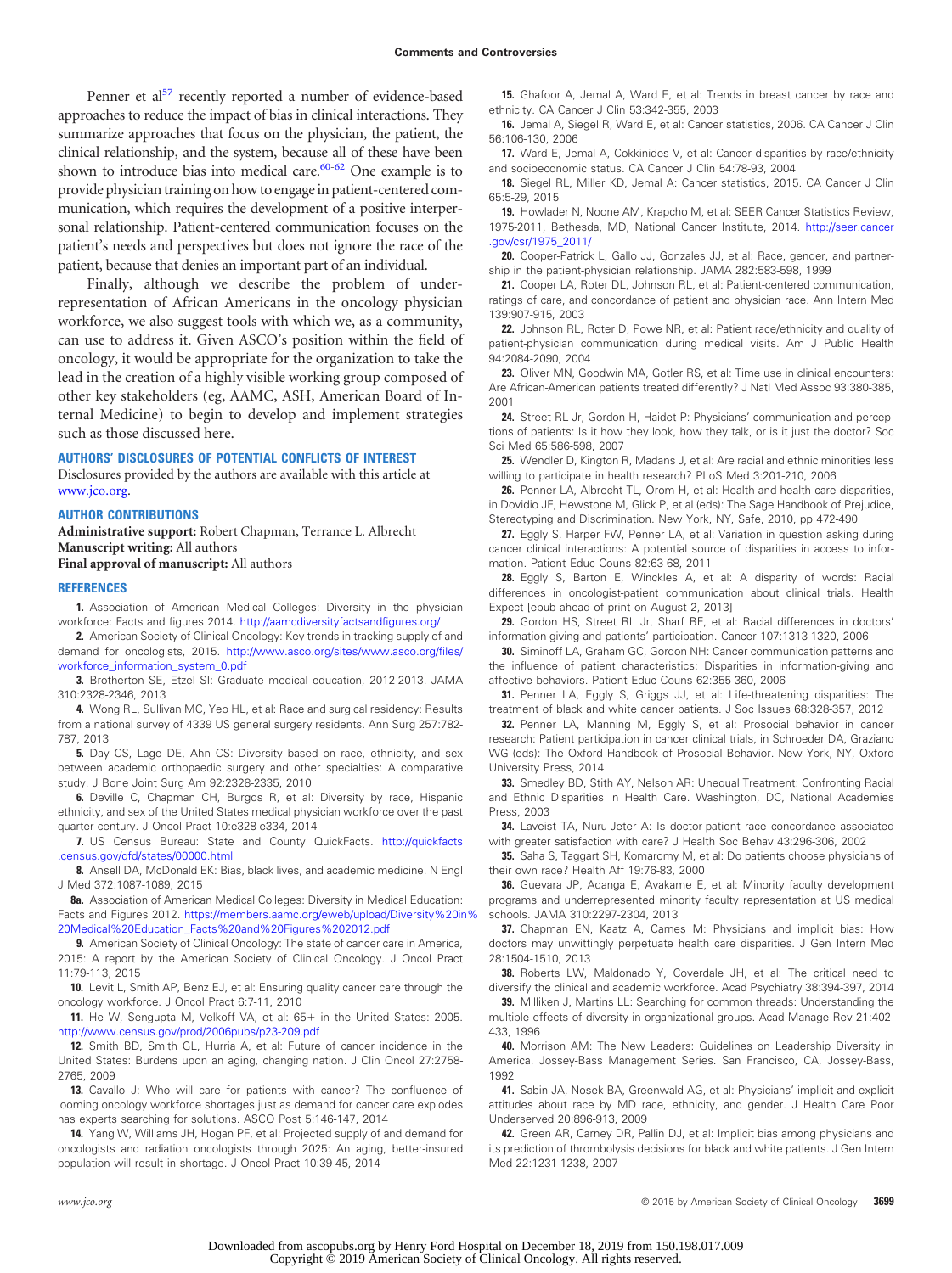Penner et al[57] recently reported a number of evidence-based approaches to reduce the impact of bias in clinical interactions. They summarize approaches that focus on the physician, the patient, the clinical relationship, and the system, because all of these have been shown to introduce bias into medical care.[60-62] One example is to provide physician training on how to engage in patient-centered communication, which requires the development of a positive interpersonal relationship. Patient-centered communication focuses on the patient's needs and perspectives but does not ignore the race of the patient, because that denies an important part of an individual.

Finally, although we describe the problem of underrepresentation of African Americans in the oncology physician workforce, we also suggest tools with which we, as a community, can use to address it. Given ASCO's position within the field of oncology, it would be appropriate for the organization to take the lead in the creation of a highly visible working group composed of other key stakeholders (eg, AAMC, ASH, American Board of Internal Medicine) to begin to develop and implement strategies such as those discussed here.

## AUTHORS' DISCLOSURES OF POTENTIAL CONFLICTS OF INTEREST

Disclosures provided by the authors are available with this article at www.jco.org.

## AUTHOR CONTRIBUTIONS

**Administrative support:** Robert Chapman, Terrance L. Albrecht
**Manuscript writing:** All authors
**Final approval of manuscript:** All authors

## REFERENCES

**1.** Association of American Medical Colleges: Diversity in the physician workforce: Facts and figures 2014. http://aamcdiversityfactsandfigures.org/

**2.** American Society of Clinical Oncology: Key trends in tracking supply of and demand for oncologists, 2015. http://www.asco.org/sites/www.asco.org/files/workforce_information_system_0.pdf

**3.** Brotherton SE, Etzel SI: Graduate medical education, 2012-2013. JAMA 310:2328-2346, 2013

**4.** Wong RL, Sullivan MC, Yeo HL, et al: Race and surgical residency: Results from a national survey of 4339 US general surgery residents. Ann Surg 257:782-787, 2013

**5.** Day CS, Lage DE, Ahn CS: Diversity based on race, ethnicity, and sex between academic orthopaedic surgery and other specialties: A comparative study. J Bone Joint Surg Am 92:2328-2335, 2010

**6.** Deville C, Chapman CH, Burgos R, et al: Diversity by race, Hispanic ethnicity, and sex of the United States medical physician workforce over the past quarter century. J Oncol Pract 10:e328-e334, 2014

**7.** US Census Bureau: State and County QuickFacts. http://quickfacts.census.gov/qfd/states/00000.html

**8.** Ansell DA, McDonald EK: Bias, black lives, and academic medicine. N Engl J Med 372:1087-1089, 2015

**8a.** Association of American Medical Colleges: Diversity in Medical Education: Facts and Figures 2012. https://members.aamc.org/eweb/upload/Diversity%20in%20Medical%20Education_Facts%20and%20Figures%202012.pdf

**9.** American Society of Clinical Oncology: The state of cancer care in America, 2015: A report by the American Society of Clinical Oncology. J Oncol Pract 11:79-113, 2015

**10.** Levit L, Smith AP, Benz EJ, et al: Ensuring quality cancer care through the oncology workforce. J Oncol Pract 6:7-11, 2010

**11.** He W, Sengupta M, Velkoff VA, et al: 65+ in the United States: 2005. http://www.census.gov/prod/2006pubs/p23-209.pdf

**12.** Smith BD, Smith GL, Hurria A, et al: Future of cancer incidence in the United States: Burdens upon an aging, changing nation. J Clin Oncol 27:2758-2765, 2009

**13.** Cavallo J: Who will care for patients with cancer? The confluence of looming oncology workforce shortages just as demand for cancer care explodes has experts searching for solutions. ASCO Post 5:146-147, 2014

**14.** Yang W, Williams JH, Hogan PF, et al: Projected supply of and demand for oncologists and radiation oncologists through 2025: An aging, better-insured population will result in shortage. J Oncol Pract 10:39-45, 2014

**15.** Ghafoor A, Jemal A, Ward E, et al: Trends in breast cancer by race and ethnicity. CA Cancer J Clin 53:342-355, 2003

**16.** Jemal A, Siegel R, Ward E, et al: Cancer statistics, 2006. CA Cancer J Clin 56:106-130, 2006

**17.** Ward E, Jemal A, Cokkinides V, et al: Cancer disparities by race/ethnicity and socioeconomic status. CA Cancer J Clin 54:78-93, 2004

**18.** Siegel RL, Miller KD, Jemal A: Cancer statistics, 2015. CA Cancer J Clin 65:5-29, 2015

**19.** Howlader N, Noone AM, Krapcho M, et al: SEER Cancer Statistics Review, 1975-2011, Bethesda, MD, National Cancer Institute, 2014. http://seer.cancer.gov/csr/1975_2011/

**20.** Cooper-Patrick L, Gallo JJ, Gonzales JJ, et al: Race, gender, and partnership in the patient-physician relationship. JAMA 282:583-598, 1999

**21.** Cooper LA, Roter DL, Johnson RL, et al: Patient-centered communication, ratings of care, and concordance of patient and physician race. Ann Intern Med 139:907-915, 2003

**22.** Johnson RL, Roter D, Powe NR, et al: Patient race/ethnicity and quality of patient-physician communication during medical visits. Am J Public Health 94:2084-2090, 2004

**23.** Oliver MN, Goodwin MA, Gotler RS, et al: Time use in clinical encounters: Are African-American patients treated differently? J Natl Med Assoc 93:380-385, 2001

**24.** Street RL Jr, Gordon H, Haidet P: Physicians' communication and perceptions of patients: Is it how they look, how they talk, or is it just the doctor? Soc Sci Med 65:586-598, 2007

**25.** Wendler D, Kington R, Madans J, et al: Are racial and ethnic minorities less willing to participate in health research? PLoS Med 3:201-210, 2006

**26.** Penner LA, Albrecht TL, Orom H, et al: Health and health care disparities, in Dovidio JF, Hewstone M, Glick P, et al (eds): The Sage Handbook of Prejudice, Stereotyping and Discrimination. New York, NY, Safe, 2010, pp 472-490

**27.** Eggly S, Harper FW, Penner LA, et al: Variation in question asking during cancer clinical interactions: A potential source of disparities in access to information. Patient Educ Couns 82:63-68, 2011

**28.** Eggly S, Barton E, Winckles A, et al: A disparity of words: Racial differences in oncologist-patient communication about clinical trials. Health Expect [epub ahead of print on August 2, 2013]

**29.** Gordon HS, Street RL Jr, Sharf BF, et al: Racial differences in doctors' information-giving and patients' participation. Cancer 107:1313-1320, 2006

**30.** Siminoff LA, Graham GC, Gordon NH: Cancer communication patterns and the influence of patient characteristics: Disparities in information-giving and affective behaviors. Patient Educ Couns 62:355-360, 2006

**31.** Penner LA, Eggly S, Griggs JJ, et al: Life-threatening disparities: The treatment of black and white cancer patients. J Soc Issues 68:328-357, 2012

**32.** Penner LA, Manning M, Eggly S, et al: Prosocial behavior in cancer research: Patient participation in cancer clinical trials, in Schroeder DA, Graziano WG (eds): The Oxford Handbook of Prosocial Behavior. New York, NY, Oxford University Press, 2014

**33.** Smedley BD, Stith AY, Nelson AR: Unequal Treatment: Confronting Racial and Ethnic Disparities in Health Care. Washington, DC, National Academies Press, 2003

**34.** Laveist TA, Nuru-Jeter A: Is doctor-patient race concordance associated with greater satisfaction with care? J Health Soc Behav 43:296-306, 2002

**35.** Saha S, Taggart SH, Komaromy M, et al: Do patients choose physicians of their own race? Health Aff 19:76-83, 2000

**36.** Guevara JP, Adanga E, Avakame E, et al: Minority faculty development programs and underrepresented minority faculty representation at US medical schools. JAMA 310:2297-2304, 2013

**37.** Chapman EN, Kaatz A, Carnes M: Physicians and implicit bias: How doctors may unwittingly perpetuate health care disparities. J Gen Intern Med 28:1504-1510, 2013

**38.** Roberts LW, Maldonado Y, Coverdale JH, et al: The critical need to diversify the clinical and academic workforce. Acad Psychiatry 38:394-397, 2014

**39.** Milliken J, Martins LL: Searching for common threads: Understanding the multiple effects of diversity in organizational groups. Acad Manage Rev 21:402-433, 1996

**40.** Morrison AM: The New Leaders: Guidelines on Leadership Diversity in America. Jossey-Bass Management Series. San Francisco, CA, Jossey-Bass, 1992

**41.** Sabin JA, Nosek BA, Greenwald AG, et al: Physicians' implicit and explicit attitudes about race by MD race, ethnicity, and gender. J Health Care Poor Underserved 20:896-913, 2009

**42.** Green AR, Carney DR, Pallin DJ, et al: Implicit bias among physicians and its prediction of thrombolysis decisions for black and white patients. J Gen Intern Med 22:1231-1238, 2007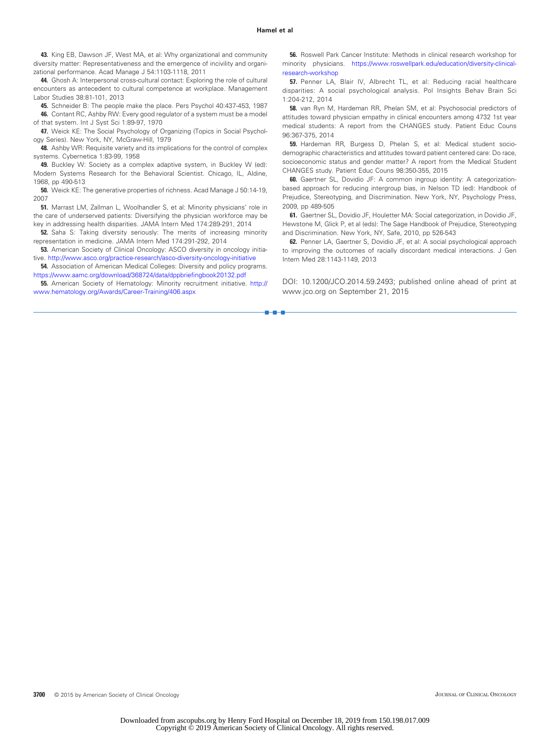43. King EB, Dawson JF, West MA, et al: Why organizational and community diversity matter: Representativeness and the emergence of incivility and organizational performance. Acad Manage J 54:1103-1118, 2011

44. Ghosh A: Interpersonal cross-cultural contact: Exploring the role of cultural encounters as antecedent to cultural competence at workplace. Management Labor Studies 38:81-101, 2013

45. Schneider B: The people make the place. Pers Psychol 40:437-453, 1987

46. Contant RC, Ashby RW: Every good regulator of a system must be a model of that system. Int J Syst Sci 1:89-97, 1970

47. Weick KE: The Social Psychology of Organizing (Topics in Social Psychology Series). New York, NY, McGraw-Hill, 1979

48. Ashby WR: Requisite variety and its implications for the control of complex systems. Cybernetica 1:83-99, 1958

49. Buckley W: Society as a complex adaptive system, in Buckley W (ed): Modern Systems Research for the Behavioral Scientist. Chicago, IL, Aldine, 1968, pp 490-513

50. Weick KE: The generative properties of richness. Acad Manage J 50:14-19, 2007

51. Marrast LM, Zallman L, Woolhandler S, et al: Minority physicians' role in the care of underserved patients: Diversifying the physician workforce may be key in addressing health disparities. JAMA Intern Med 174:289-291, 2014

52. Saha S: Taking diversity seriously: The merits of increasing minority representation in medicine. JAMA Intern Med 174:291-292, 2014

53. American Society of Clinical Oncology: ASCO diversity in oncology initiative. http://www.asco.org/practice-research/asco-diversity-oncology-initiative

54. Association of American Medical Colleges: Diversity and policy programs. https://www.aamc.org/download/368724/data/dppbriefingbook20132.pdf

55. American Society of Hematology: Minority recruitment initiative. http://www.hematology.org/Awards/Career-Training/406.aspx

56. Roswell Park Cancer Institute: Methods in clinical research workshop for minority physicians. https://www.roswellpark.edu/education/diversity-clinical-research-workshop

57. Penner LA, Blair IV, Albrecht TL, et al: Reducing racial healthcare disparities: A social psychological analysis. Pol Insights Behav Brain Sci 1:204-212, 2014

58. van Ryn M, Hardeman RR, Phelan SM, et al: Psychosocial predictors of attitudes toward physician empathy in clinical encounters among 4732 1st year medical students: A report from the CHANGES study. Patient Educ Couns 96:367-375, 2014

59. Hardeman RR, Burgess D, Phelan S, et al: Medical student socio-demographic characteristics and attitudes toward patient centered care: Do race, socioeconomic status and gender matter? A report from the Medical Student CHANGES study. Patient Educ Couns 98:350-355, 2015

60. Gaertner SL, Dovidio JF: A common ingroup identity: A categorization-based approach for reducing intergroup bias, in Nelson TD (ed): Handbook of Prejudice, Stereotyping, and Discrimination. New York, NY, Psychology Press, 2009, pp 489-505

61. Gaertner SL, Dovidio JF, Houletter MA: Social categorization, in Dovidio JF, Hewstone M, Glick P, et al (eds): The Sage Handbook of Prejudice, Stereotyping and Discrimination. New York, NY, Safe, 2010, pp 526-543

62. Penner LA, Gaertner S, Dovidio JF, et al: A social psychological approach to improving the outcomes of racially discordant medical interactions. J Gen Intern Med 28:1143-1149, 2013

DOI: 10.1200/JCO.2014.59.2493; published online ahead of print at www.jco.org on September 21, 2015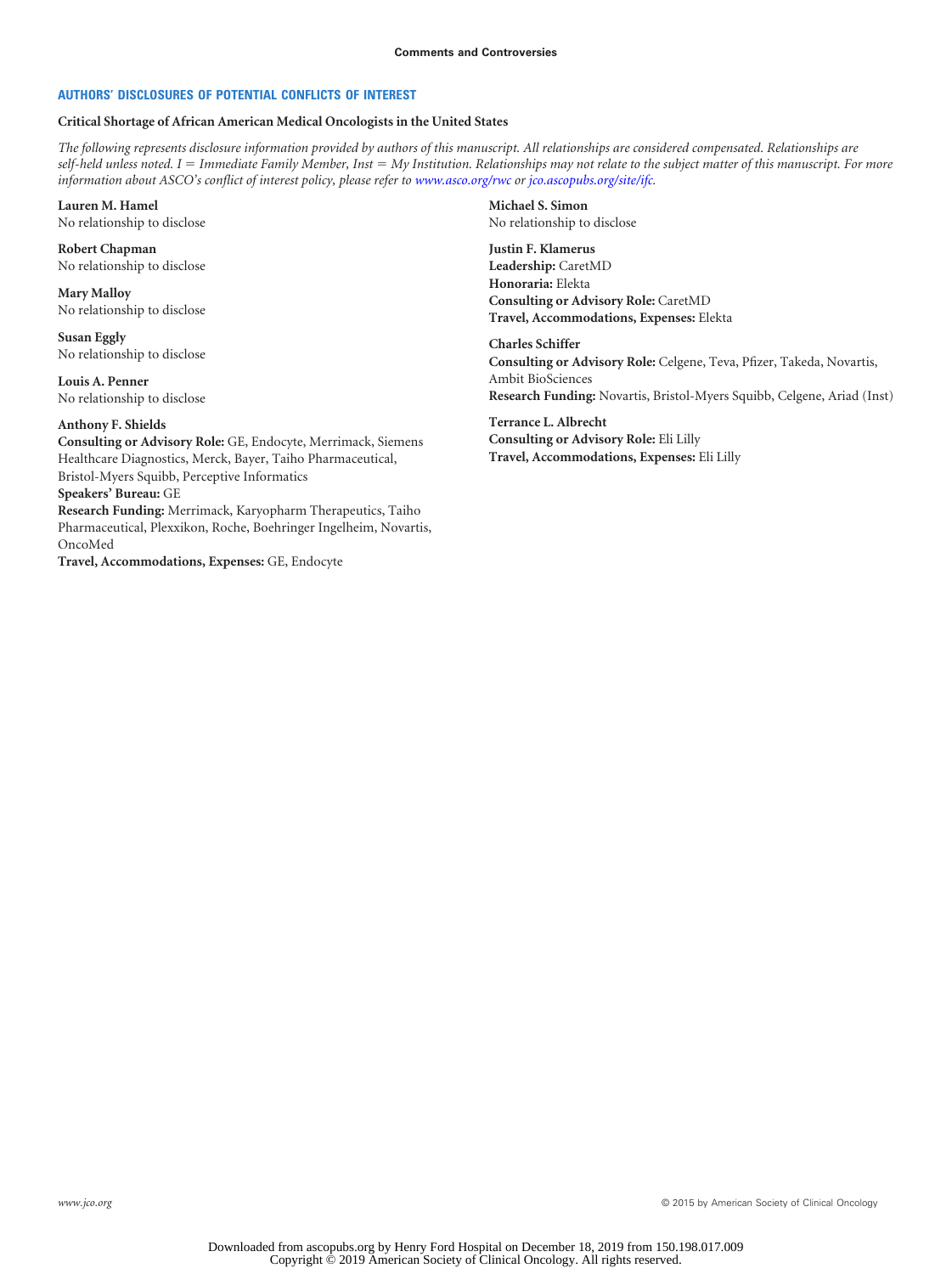## AUTHORS' DISCLOSURES OF POTENTIAL CONFLICTS OF INTEREST

**Critical Shortage of African American Medical Oncologists in the United States**

*The following represents disclosure information provided by authors of this manuscript. All relationships are considered compensated. Relationships are self-held unless noted. I = Immediate Family Member, Inst = My Institution. Relationships may not relate to the subject matter of this manuscript. For more information about ASCO's conflict of interest policy, please refer to www.asco.org/rwc or jco.ascopubs.org/site/ifc.*

**Lauren M. Hamel**
No relationship to disclose

**Robert Chapman**
No relationship to disclose

**Mary Malloy**
No relationship to disclose

**Susan Eggly**
No relationship to disclose

**Louis A. Penner**
No relationship to disclose

**Anthony F. Shields**
**Consulting or Advisory Role:** GE, Endocyte, Merrimack, Siemens Healthcare Diagnostics, Merck, Bayer, Taiho Pharmaceutical, Bristol-Myers Squibb, Perceptive Informatics
**Speakers' Bureau:** GE
**Research Funding:** Merrimack, Karyopharm Therapeutics, Taiho Pharmaceutical, Plexxikon, Roche, Boehringer Ingelheim, Novartis, OncoMed
**Travel, Accommodations, Expenses:** GE, Endocyte

**Michael S. Simon**
No relationship to disclose

**Justin F. Klamerus**
**Leadership:** CaretMD
**Honoraria:** Elekta
**Consulting or Advisory Role:** CaretMD
**Travel, Accommodations, Expenses:** Elekta

**Charles Schiffer**
**Consulting or Advisory Role:** Celgene, Teva, Pfizer, Takeda, Novartis, Ambit BioSciences
**Research Funding:** Novartis, Bristol-Myers Squibb, Celgene, Ariad (Inst)

**Terrance L. Albrecht**
**Consulting or Advisory Role:** Eli Lilly
**Travel, Accommodations, Expenses:** Eli Lilly